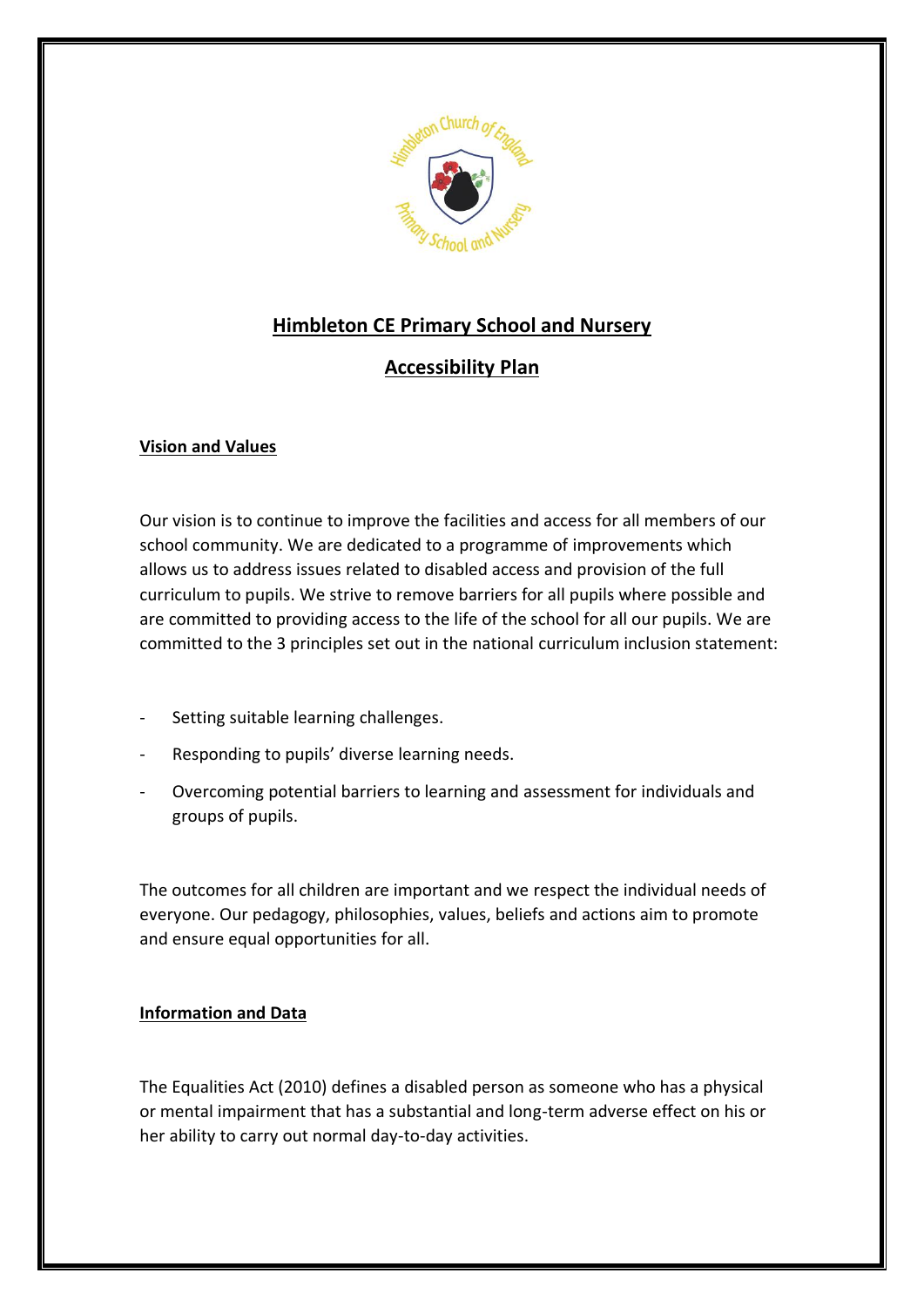# Himbleton CE Primary School and Nursery

## Accessibility Plan

### Vision and Values

Our vision is to continue to improve the facilities and access for all members of our school community. We are dedicated to a programme of improvements which allows us to address issues related to disabled access and provision of the full curriculum to pupils. We strive to remove barriers for all pupils where possible and are committed to providing access to the life of the school for all our pupils. We are committed to the 3 principles set out in the national curriculum inclusion statement:

- Setting suitable learning challenges.
- Responding to pupils' diverse learning needs.
- Overcoming potential barriers to learning and assessment for individuals and groups of pupils.

The outcomes for all children are important and we respect the individual needs of everyone. Our pedagogy, philosophies, values, beliefs and actions aim to promote and ensure equal opportunities for all.

### Information and Data

The Equalities Act (2010) defines a disabled person as someone who has a physical or mental impairment that has a substantial and long-term adverse effect on his or her ability to carry out normal day-to-day activities.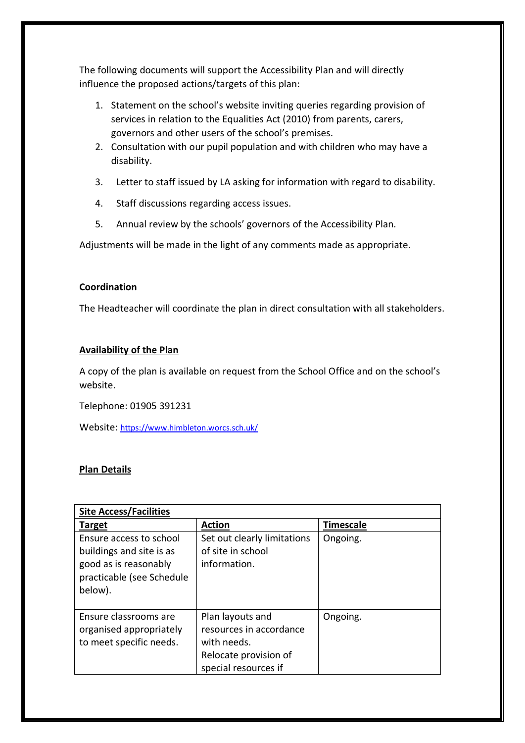The following documents will support the Accessibility Plan and will directly influence the proposed actions/targets of this plan:

1. Statement on the school's website inviting queries regarding provision of services in relation to the Equalities Act (2010) from parents, carers, governors and other users of the school's premises.
2. Consultation with our pupil population and with children who may have a disability.
3. Letter to staff issued by LA asking for information with regard to disability.
4. Staff discussions regarding access issues.
5. Annual review by the schools' governors of the Accessibility Plan.

Adjustments will be made in the light of any comments made as appropriate.

**Coordination**

The Headteacher will coordinate the plan in direct consultation with all stakeholders.

**Availability of the Plan**

A copy of the plan is available on request from the School Office and on the school's website.

Telephone: 01905 391231

Website: https://www.himbleton.worcs.sch.uk/

**Plan Details**

| **Site Access/Facilities** | | |
|---|---|---|
| **Target** | **Action** | **Timescale** |
| Ensure access to school buildings and site is as good as is reasonably practicable (see Schedule below). | Set out clearly limitations of site in school information. | Ongoing. |
| Ensure classrooms are organised appropriately to meet specific needs. | Plan layouts and resources in accordance with needs. Relocate provision of special resources if | Ongoing. |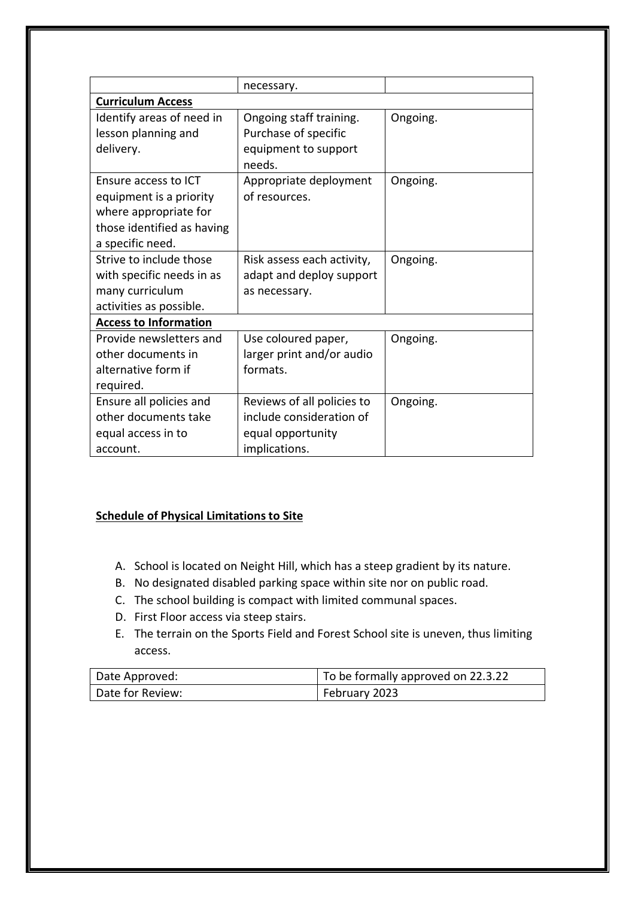| | | |
|---|---|---|
| | necessary. | |
| **Curriculum Access** | | |
| Identify areas of need in lesson planning and delivery. | Ongoing staff training. Purchase of specific equipment to support needs. | Ongoing. |
| Ensure access to ICT equipment is a priority where appropriate for those identified as having a specific need. | Appropriate deployment of resources. | Ongoing. |
| Strive to include those with specific needs in as many curriculum activities as possible. | Risk assess each activity, adapt and deploy support as necessary. | Ongoing. |
| **Access to Information** | | |
| Provide newsletters and other documents in alternative form if required. | Use coloured paper, larger print and/or audio formats. | Ongoing. |
| Ensure all policies and other documents take equal access in to account. | Reviews of all policies to include consideration of equal opportunity implications. | Ongoing. |

**Schedule of Physical Limitations to Site**

A. School is located on Neight Hill, which has a steep gradient by its nature.
B. No designated disabled parking space within site nor on public road.
C. The school building is compact with limited communal spaces.
D. First Floor access via steep stairs.
E. The terrain on the Sports Field and Forest School site is uneven, thus limiting access.

| | |
|---|---|
| Date Approved: | To be formally approved on 22.3.22 |
| Date for Review: | February 2023 |